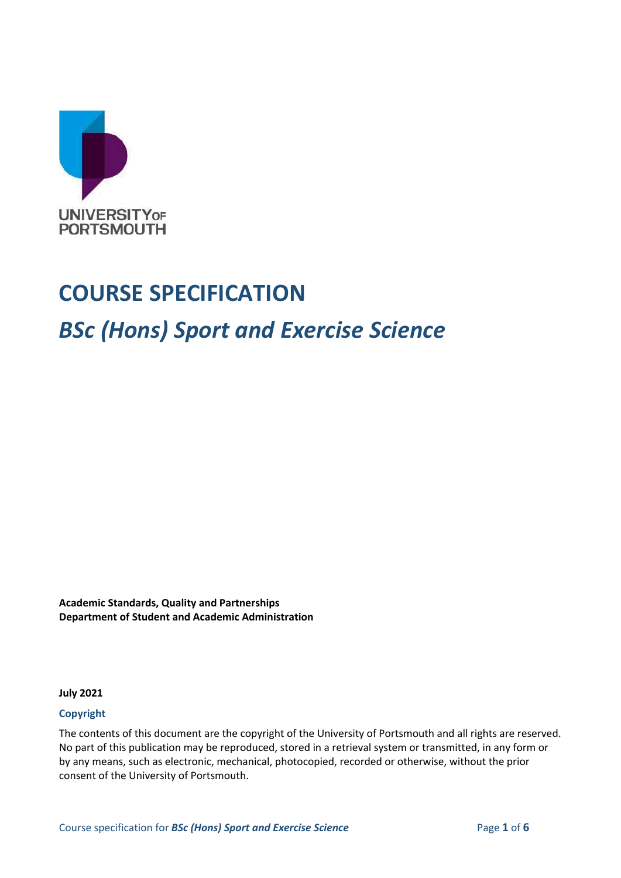UNIVERSITY OF PORTSMOUTH

# COURSE SPECIFICATION

## *BSc (Hons) Sport and Exercise Science*

**Academic Standards, Quality and Partnerships**
**Department of Student and Academic Administration**

**July 2021**

### Copyright

The contents of this document are the copyright of the University of Portsmouth and all rights are reserved. No part of this publication may be reproduced, stored in a retrieval system or transmitted, in any form or by any means, such as electronic, mechanical, photocopied, recorded or otherwise, without the prior consent of the University of Portsmouth.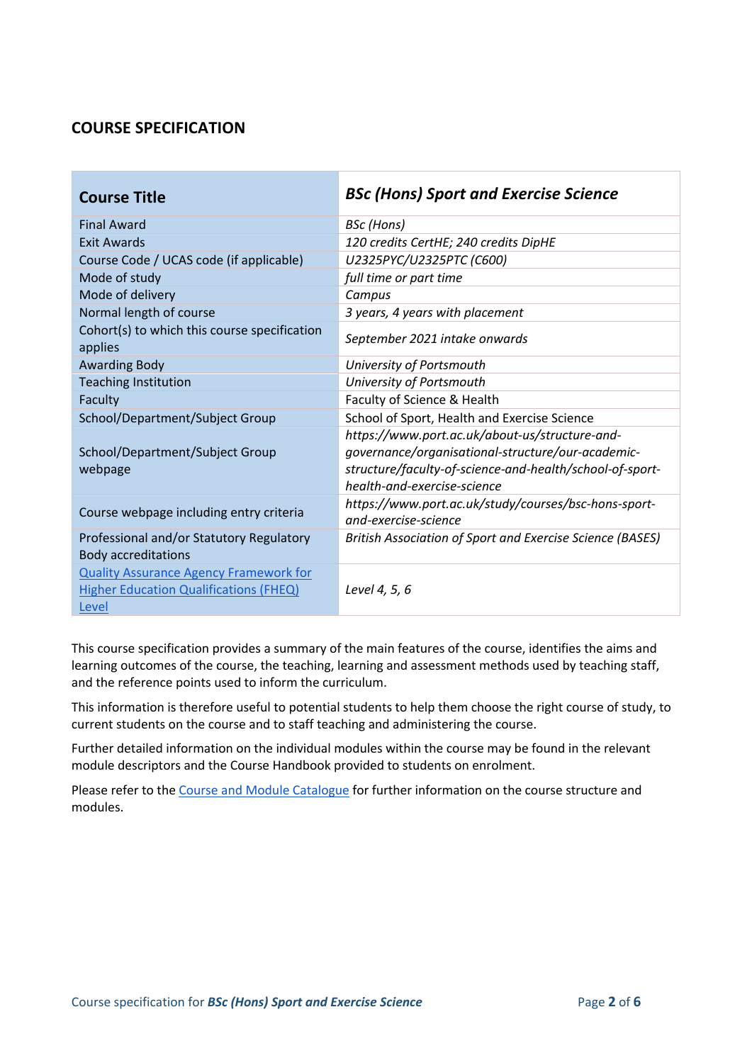## COURSE SPECIFICATION

| **Course Title** | ***BSc (Hons) Sport and Exercise Science*** |
|---|---|
| Final Award | *BSc (Hons)* |
| Exit Awards | *120 credits CertHE; 240 credits DipHE* |
| Course Code / UCAS code (if applicable) | *U2325PYC/U2325PTC (C600)* |
| Mode of study | *full time or part time* |
| Mode of delivery | *Campus* |
| Normal length of course | *3 years, 4 years with placement* |
| Cohort(s) to which this course specification applies | *September 2021 intake onwards* |
| Awarding Body | *University of Portsmouth* |
| Teaching Institution | *University of Portsmouth* |
| Faculty | Faculty of Science & Health |
| School/Department/Subject Group | School of Sport, Health and Exercise Science |
| School/Department/Subject Group webpage | *https://www.port.ac.uk/about-us/structure-and-governance/organisational-structure/our-academic-structure/faculty-of-science-and-health/school-of-sport-health-and-exercise-science* |
| Course webpage including entry criteria | *https://www.port.ac.uk/study/courses/bsc-hons-sport-and-exercise-science* |
| Professional and/or Statutory Regulatory Body accreditations | *British Association of Sport and Exercise Science (BASES)* |
| Quality Assurance Agency Framework for Higher Education Qualifications (FHEQ) Level | *Level 4, 5, 6* |

This course specification provides a summary of the main features of the course, identifies the aims and learning outcomes of the course, the teaching, learning and assessment methods used by teaching staff, and the reference points used to inform the curriculum.

This information is therefore useful to potential students to help them choose the right course of study, to current students on the course and to staff teaching and administering the course.

Further detailed information on the individual modules within the course may be found in the relevant module descriptors and the Course Handbook provided to students on enrolment.

Please refer to the Course and Module Catalogue for further information on the course structure and modules.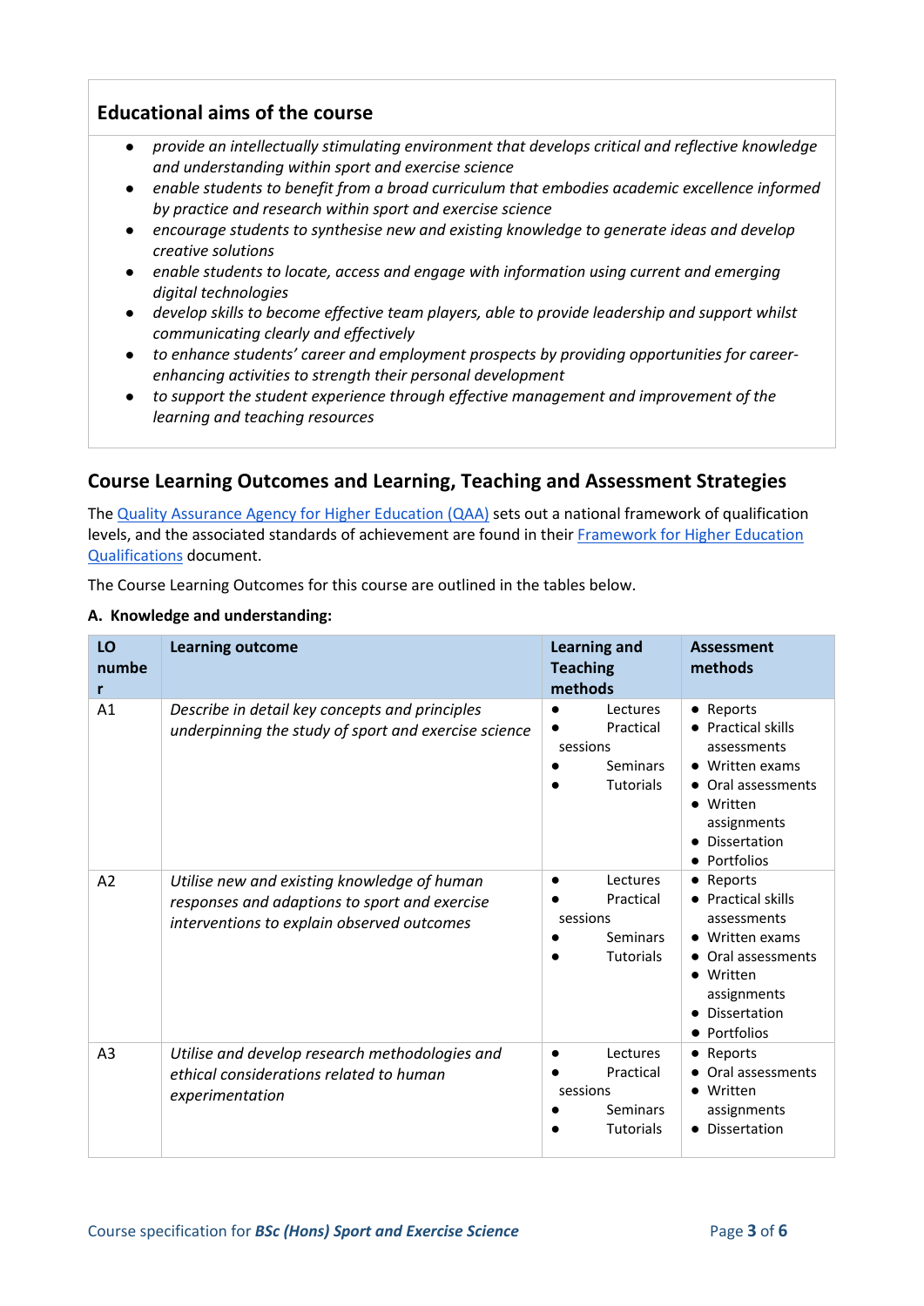## Educational aims of the course

- *provide an intellectually stimulating environment that develops critical and reflective knowledge and understanding within sport and exercise science*
- *enable students to benefit from a broad curriculum that embodies academic excellence informed by practice and research within sport and exercise science*
- *encourage students to synthesise new and existing knowledge to generate ideas and develop creative solutions*
- *enable students to locate, access and engage with information using current and emerging digital technologies*
- *develop skills to become effective team players, able to provide leadership and support whilst communicating clearly and effectively*
- *to enhance students' career and employment prospects by providing opportunities for career-enhancing activities to strength their personal development*
- *to support the student experience through effective management and improvement of the learning and teaching resources*

## Course Learning Outcomes and Learning, Teaching and Assessment Strategies

The Quality Assurance Agency for Higher Education (QAA) sets out a national framework of qualification levels, and the associated standards of achievement are found in their Framework for Higher Education Qualifications document.

The Course Learning Outcomes for this course are outlined in the tables below.

**A. Knowledge and understanding:**

| LO number | Learning outcome | Learning and Teaching methods | Assessment methods |
|---|---|---|---|
| A1 | *Describe in detail key concepts and principles underpinning the study of sport and exercise science* | • Lectures<br>• Practical sessions<br>• Seminars<br>• Tutorials | • Reports<br>• Practical skills assessments<br>• Written exams<br>• Oral assessments<br>• Written assignments<br>• Dissertation<br>• Portfolios |
| A2 | *Utilise new and existing knowledge of human responses and adaptions to sport and exercise interventions to explain observed outcomes* | • Lectures<br>• Practical sessions<br>• Seminars<br>• Tutorials | • Reports<br>• Practical skills assessments<br>• Written exams<br>• Oral assessments<br>• Written assignments<br>• Dissertation<br>• Portfolios |
| A3 | *Utilise and develop research methodologies and ethical considerations related to human experimentation* | • Lectures<br>• Practical sessions<br>• Seminars<br>• Tutorials | • Reports<br>• Oral assessments<br>• Written assignments<br>• Dissertation |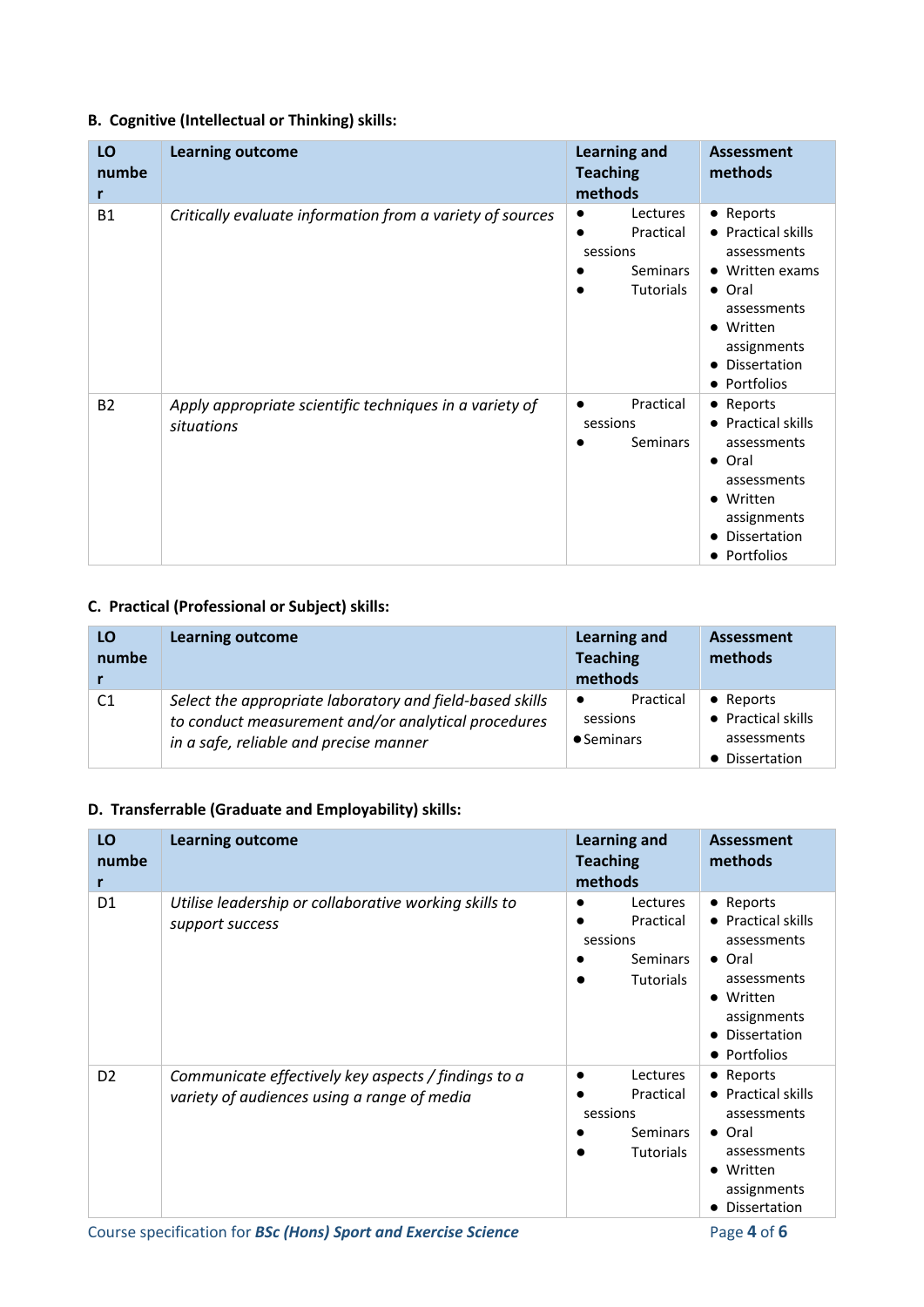### B. Cognitive (Intellectual or Thinking) skills:

| LO number | Learning outcome | Learning and Teaching methods | Assessment methods |
|---|---|---|---|
| B1 | *Critically evaluate information from a variety of sources* | • Lectures<br>• Practical sessions<br>• Seminars<br>• Tutorials | • Reports<br>• Practical skills assessments<br>• Written exams<br>• Oral assessments<br>• Written assignments<br>• Dissertation<br>• Portfolios |
| B2 | *Apply appropriate scientific techniques in a variety of situations* | • Practical sessions<br>• Seminars | • Reports<br>• Practical skills assessments<br>• Oral assessments<br>• Written assignments<br>• Dissertation<br>• Portfolios |

### C. Practical (Professional or Subject) skills:

| LO number | Learning outcome | Learning and Teaching methods | Assessment methods |
|---|---|---|---|
| C1 | *Select the appropriate laboratory and field-based skills to conduct measurement and/or analytical procedures in a safe, reliable and precise manner* | • Practical sessions<br>• Seminars | • Reports<br>• Practical skills assessments<br>• Dissertation |

### D. Transferrable (Graduate and Employability) skills:

| LO number | Learning outcome | Learning and Teaching methods | Assessment methods |
|---|---|---|---|
| D1 | *Utilise leadership or collaborative working skills to support success* | • Lectures<br>• Practical sessions<br>• Seminars<br>• Tutorials | • Reports<br>• Practical skills assessments<br>• Oral assessments<br>• Written assignments<br>• Dissertation<br>• Portfolios |
| D2 | *Communicate effectively key aspects / findings to a variety of audiences using a range of media* | • Lectures<br>• Practical sessions<br>• Seminars<br>• Tutorials | • Reports<br>• Practical skills assessments<br>• Oral assessments<br>• Written assignments<br>• Dissertation |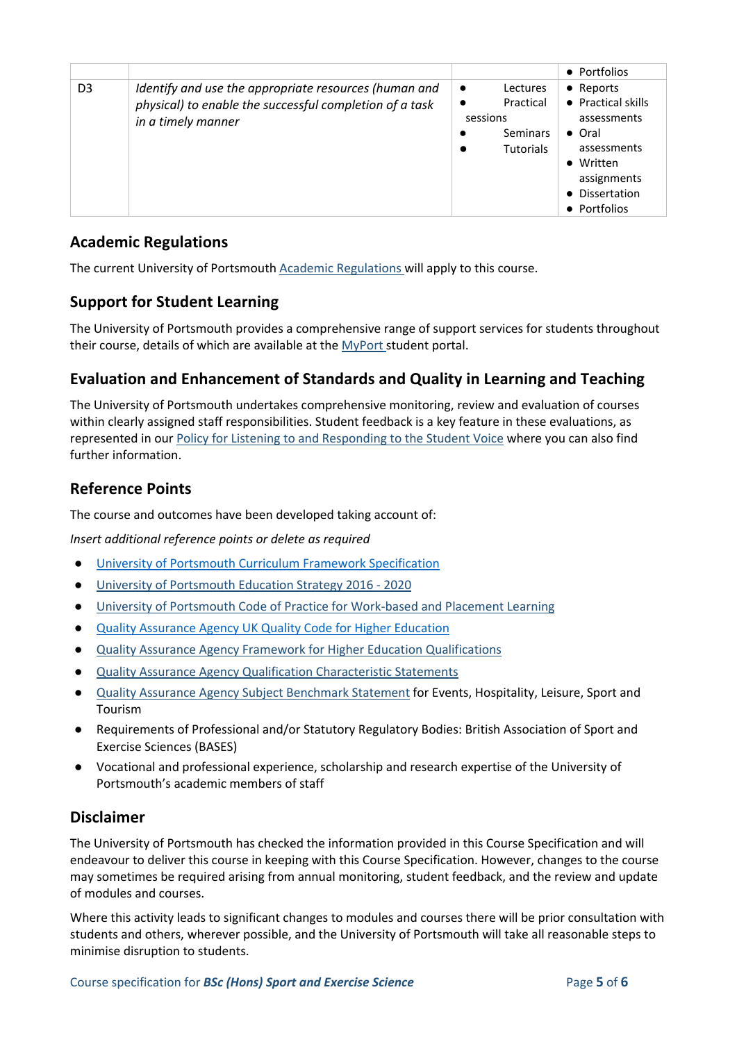| | | | • Portfolios |
|---|---|---|---|
| D3 | *Identify and use the appropriate resources (human and physical) to enable the successful completion of a task in a timely manner* | • Lectures<br>• Practical sessions<br>• Seminars<br>• Tutorials | • Reports<br>• Practical skills assessments<br>• Oral assessments<br>• Written assignments<br>• Dissertation<br>• Portfolios |

## Academic Regulations

The current University of Portsmouth Academic Regulations will apply to this course.

## Support for Student Learning

The University of Portsmouth provides a comprehensive range of support services for students throughout their course, details of which are available at the MyPort student portal.

## Evaluation and Enhancement of Standards and Quality in Learning and Teaching

The University of Portsmouth undertakes comprehensive monitoring, review and evaluation of courses within clearly assigned staff responsibilities. Student feedback is a key feature in these evaluations, as represented in our Policy for Listening to and Responding to the Student Voice where you can also find further information.

## Reference Points

The course and outcomes have been developed taking account of:

*Insert additional reference points or delete as required*

- University of Portsmouth Curriculum Framework Specification
- University of Portsmouth Education Strategy 2016 - 2020
- University of Portsmouth Code of Practice for Work-based and Placement Learning
- Quality Assurance Agency UK Quality Code for Higher Education
- Quality Assurance Agency Framework for Higher Education Qualifications
- Quality Assurance Agency Qualification Characteristic Statements
- Quality Assurance Agency Subject Benchmark Statement for Events, Hospitality, Leisure, Sport and Tourism
- Requirements of Professional and/or Statutory Regulatory Bodies: British Association of Sport and Exercise Sciences (BASES)
- Vocational and professional experience, scholarship and research expertise of the University of Portsmouth's academic members of staff

## Disclaimer

The University of Portsmouth has checked the information provided in this Course Specification and will endeavour to deliver this course in keeping with this Course Specification. However, changes to the course may sometimes be required arising from annual monitoring, student feedback, and the review and update of modules and courses.

Where this activity leads to significant changes to modules and courses there will be prior consultation with students and others, wherever possible, and the University of Portsmouth will take all reasonable steps to minimise disruption to students.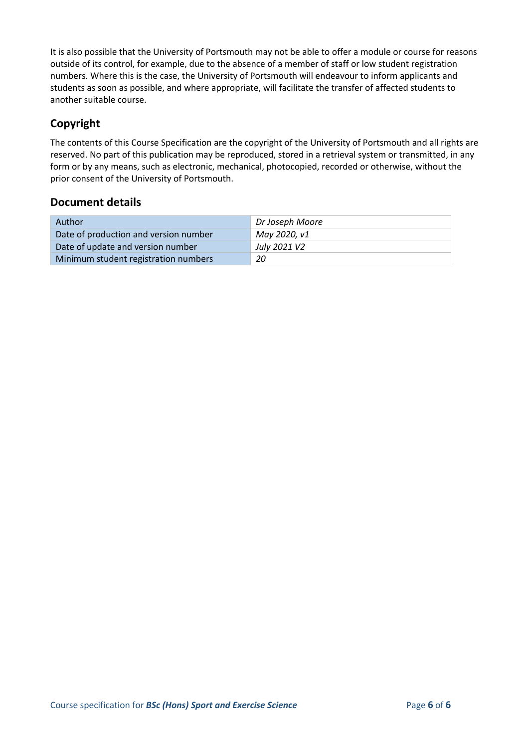It is also possible that the University of Portsmouth may not be able to offer a module or course for reasons outside of its control, for example, due to the absence of a member of staff or low student registration numbers. Where this is the case, the University of Portsmouth will endeavour to inform applicants and students as soon as possible, and where appropriate, will facilitate the transfer of affected students to another suitable course.

## Copyright

The contents of this Course Specification are the copyright of the University of Portsmouth and all rights are reserved. No part of this publication may be reproduced, stored in a retrieval system or transmitted, in any form or by any means, such as electronic, mechanical, photocopied, recorded or otherwise, without the prior consent of the University of Portsmouth.

## Document details

| | |
|---|---|
| Author | *Dr Joseph Moore* |
| Date of production and version number | *May 2020, v1* |
| Date of update and version number | *July 2021 V2* |
| Minimum student registration numbers | *20* |